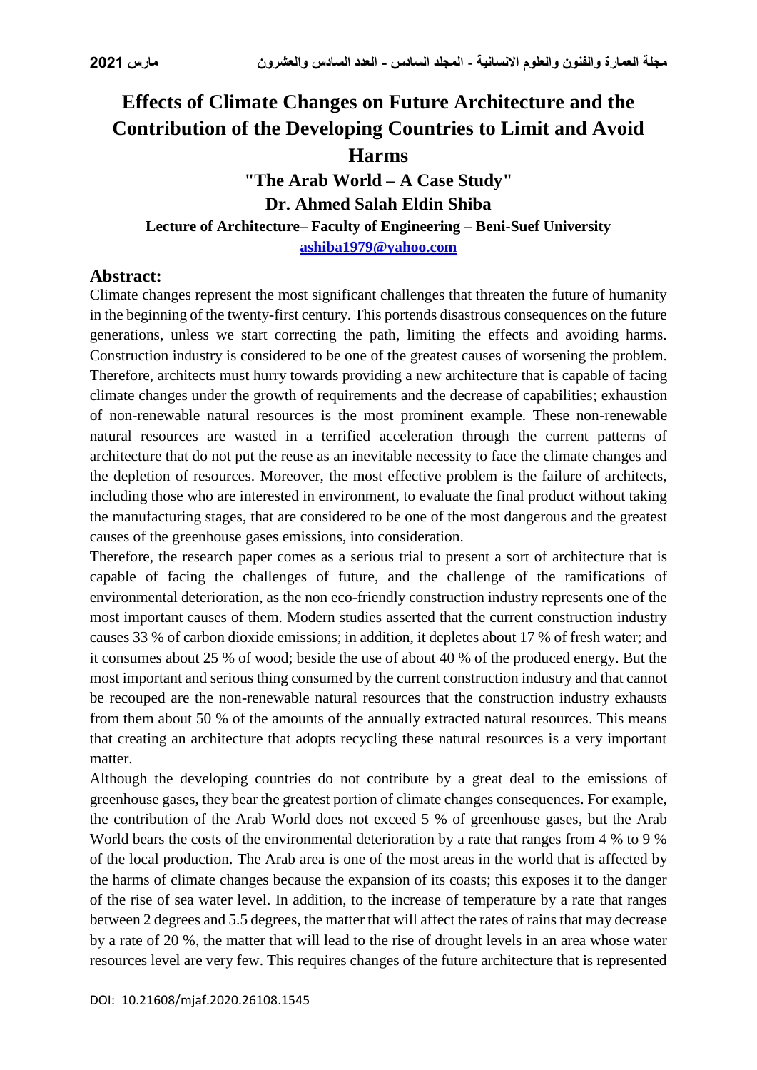# Effects of Climate Changes on Future Architecture and the Contribution of the Developing Countries to Limit and Avoid Harms

## "The Arab World – A Case Study"

### Dr. Ahmed Salah Eldin Shiba

**Lecture of Architecture– Faculty of Engineering – Beni-Suef University**

**ashiba1979@yahoo.com**

## Abstract:

Climate changes represent the most significant challenges that threaten the future of humanity in the beginning of the twenty-first century. This portends disastrous consequences on the future generations, unless we start correcting the path, limiting the effects and avoiding harms. Construction industry is considered to be one of the greatest causes of worsening the problem. Therefore, architects must hurry towards providing a new architecture that is capable of facing climate changes under the growth of requirements and the decrease of capabilities; exhaustion of non-renewable natural resources is the most prominent example. These non-renewable natural resources are wasted in a terrified acceleration through the current patterns of architecture that do not put the reuse as an inevitable necessity to face the climate changes and the depletion of resources. Moreover, the most effective problem is the failure of architects, including those who are interested in environment, to evaluate the final product without taking the manufacturing stages, that are considered to be one of the most dangerous and the greatest causes of the greenhouse gases emissions, into consideration.

Therefore, the research paper comes as a serious trial to present a sort of architecture that is capable of facing the challenges of future, and the challenge of the ramifications of environmental deterioration, as the non eco-friendly construction industry represents one of the most important causes of them. Modern studies asserted that the current construction industry causes 33 % of carbon dioxide emissions; in addition, it depletes about 17 % of fresh water; and it consumes about 25 % of wood; beside the use of about 40 % of the produced energy. But the most important and serious thing consumed by the current construction industry and that cannot be recouped are the non-renewable natural resources that the construction industry exhausts from them about 50 % of the amounts of the annually extracted natural resources. This means that creating an architecture that adopts recycling these natural resources is a very important matter.

Although the developing countries do not contribute by a great deal to the emissions of greenhouse gases, they bear the greatest portion of climate changes consequences. For example, the contribution of the Arab World does not exceed 5 % of greenhouse gases, but the Arab World bears the costs of the environmental deterioration by a rate that ranges from 4 % to 9 % of the local production. The Arab area is one of the most areas in the world that is affected by the harms of climate changes because the expansion of its coasts; this exposes it to the danger of the rise of sea water level. In addition, to the increase of temperature by a rate that ranges between 2 degrees and 5.5 degrees, the matter that will affect the rates of rains that may decrease by a rate of 20 %, the matter that will lead to the rise of drought levels in an area whose water resources level are very few. This requires changes of the future architecture that is represented

DOI: 10.21608/mjaf.2020.26108.1545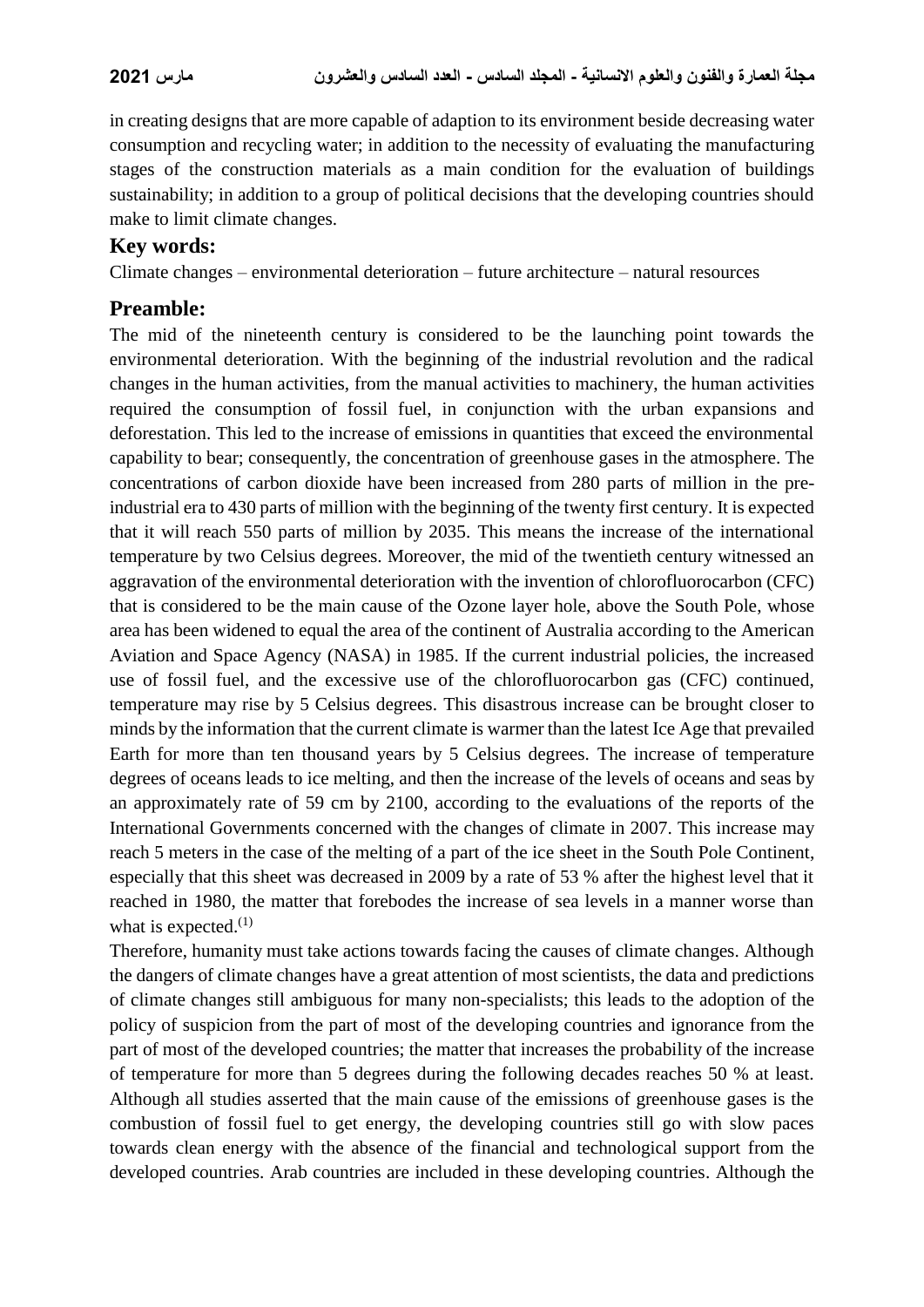in creating designs that are more capable of adaption to its environment beside decreasing water consumption and recycling water; in addition to the necessity of evaluating the manufacturing stages of the construction materials as a main condition for the evaluation of buildings sustainability; in addition to a group of political decisions that the developing countries should make to limit climate changes.

## Key words:

Climate changes – environmental deterioration – future architecture – natural resources

## Preamble:

The mid of the nineteenth century is considered to be the launching point towards the environmental deterioration. With the beginning of the industrial revolution and the radical changes in the human activities, from the manual activities to machinery, the human activities required the consumption of fossil fuel, in conjunction with the urban expansions and deforestation. This led to the increase of emissions in quantities that exceed the environmental capability to bear; consequently, the concentration of greenhouse gases in the atmosphere. The concentrations of carbon dioxide have been increased from 280 parts of million in the pre-industrial era to 430 parts of million with the beginning of the twenty first century. It is expected that it will reach 550 parts of million by 2035. This means the increase of the international temperature by two Celsius degrees. Moreover, the mid of the twentieth century witnessed an aggravation of the environmental deterioration with the invention of chlorofluorocarbon (CFC) that is considered to be the main cause of the Ozone layer hole, above the South Pole, whose area has been widened to equal the area of the continent of Australia according to the American Aviation and Space Agency (NASA) in 1985. If the current industrial policies, the increased use of fossil fuel, and the excessive use of the chlorofluorocarbon gas (CFC) continued, temperature may rise by 5 Celsius degrees. This disastrous increase can be brought closer to minds by the information that the current climate is warmer than the latest Ice Age that prevailed Earth for more than ten thousand years by 5 Celsius degrees. The increase of temperature degrees of oceans leads to ice melting, and then the increase of the levels of oceans and seas by an approximately rate of 59 cm by 2100, according to the evaluations of the reports of the International Governments concerned with the changes of climate in 2007. This increase may reach 5 meters in the case of the melting of a part of the ice sheet in the South Pole Continent, especially that this sheet was decreased in 2009 by a rate of 53 % after the highest level that it reached in 1980, the matter that forebodes the increase of sea levels in a manner worse than what is expected.(1)

Therefore, humanity must take actions towards facing the causes of climate changes. Although the dangers of climate changes have a great attention of most scientists, the data and predictions of climate changes still ambiguous for many non-specialists; this leads to the adoption of the policy of suspicion from the part of most of the developing countries and ignorance from the part of most of the developed countries; the matter that increases the probability of the increase of temperature for more than 5 degrees during the following decades reaches 50 % at least. Although all studies asserted that the main cause of the emissions of greenhouse gases is the combustion of fossil fuel to get energy, the developing countries still go with slow paces towards clean energy with the absence of the financial and technological support from the developed countries. Arab countries are included in these developing countries. Although the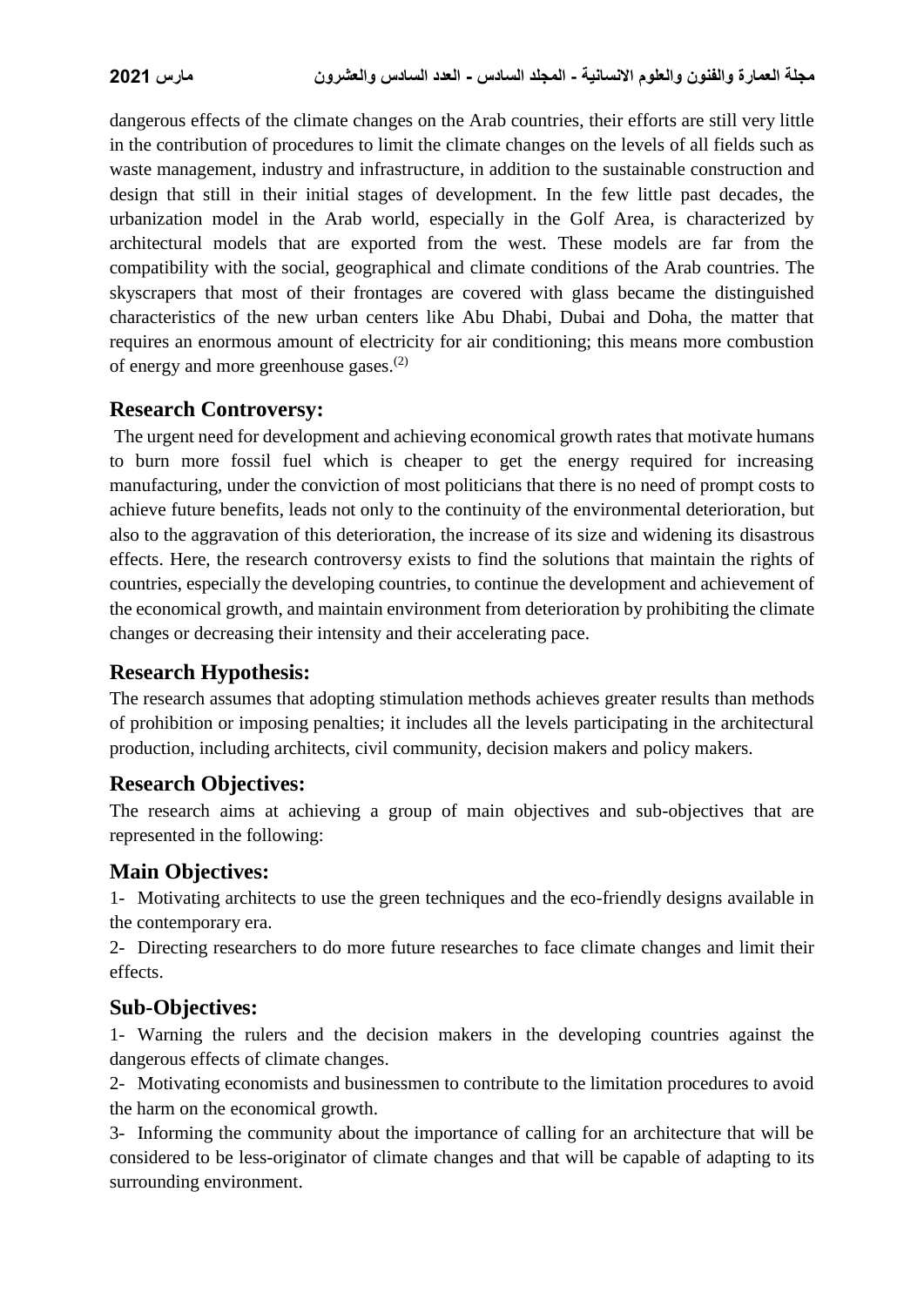dangerous effects of the climate changes on the Arab countries, their efforts are still very little in the contribution of procedures to limit the climate changes on the levels of all fields such as waste management, industry and infrastructure, in addition to the sustainable construction and design that still in their initial stages of development. In the few little past decades, the urbanization model in the Arab world, especially in the Golf Area, is characterized by architectural models that are exported from the west. These models are far from the compatibility with the social, geographical and climate conditions of the Arab countries. The skyscrapers that most of their frontages are covered with glass became the distinguished characteristics of the new urban centers like Abu Dhabi, Dubai and Doha, the matter that requires an enormous amount of electricity for air conditioning; this means more combustion of energy and more greenhouse gases.(2)

## Research Controversy:

The urgent need for development and achieving economical growth rates that motivate humans to burn more fossil fuel which is cheaper to get the energy required for increasing manufacturing, under the conviction of most politicians that there is no need of prompt costs to achieve future benefits, leads not only to the continuity of the environmental deterioration, but also to the aggravation of this deterioration, the increase of its size and widening its disastrous effects. Here, the research controversy exists to find the solutions that maintain the rights of countries, especially the developing countries, to continue the development and achievement of the economical growth, and maintain environment from deterioration by prohibiting the climate changes or decreasing their intensity and their accelerating pace.

## Research Hypothesis:

The research assumes that adopting stimulation methods achieves greater results than methods of prohibition or imposing penalties; it includes all the levels participating in the architectural production, including architects, civil community, decision makers and policy makers.

## Research Objectives:

The research aims at achieving a group of main objectives and sub-objectives that are represented in the following:

## Main Objectives:

1- Motivating architects to use the green techniques and the eco-friendly designs available in the contemporary era.

2- Directing researchers to do more future researches to face climate changes and limit their effects.

## Sub-Objectives:

1- Warning the rulers and the decision makers in the developing countries against the dangerous effects of climate changes.

2- Motivating economists and businessmen to contribute to the limitation procedures to avoid the harm on the economical growth.

3- Informing the community about the importance of calling for an architecture that will be considered to be less-originator of climate changes and that will be capable of adapting to its surrounding environment.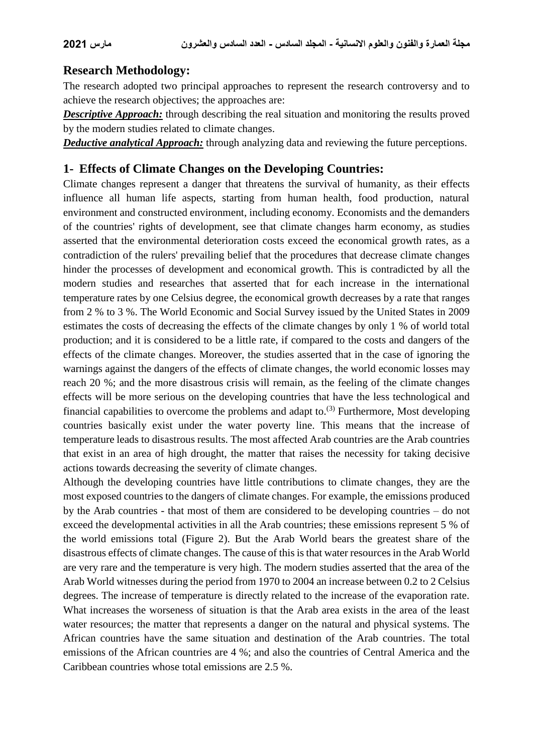## Research Methodology:

The research adopted two principal approaches to represent the research controversy and to achieve the research objectives; the approaches are:

***Descriptive Approach:*** through describing the real situation and monitoring the results proved by the modern studies related to climate changes.

***Deductive analytical Approach:*** through analyzing data and reviewing the future perceptions.

## 1- Effects of Climate Changes on the Developing Countries:

Climate changes represent a danger that threatens the survival of humanity, as their effects influence all human life aspects, starting from human health, food production, natural environment and constructed environment, including economy. Economists and the demanders of the countries' rights of development, see that climate changes harm economy, as studies asserted that the environmental deterioration costs exceed the economical growth rates, as a contradiction of the rulers' prevailing belief that the procedures that decrease climate changes hinder the processes of development and economical growth. This is contradicted by all the modern studies and researches that asserted that for each increase in the international temperature rates by one Celsius degree, the economical growth decreases by a rate that ranges from 2 % to 3 %. The World Economic and Social Survey issued by the United States in 2009 estimates the costs of decreasing the effects of the climate changes by only 1 % of world total production; and it is considered to be a little rate, if compared to the costs and dangers of the effects of the climate changes. Moreover, the studies asserted that in the case of ignoring the warnings against the dangers of the effects of climate changes, the world economic losses may reach 20 %; and the more disastrous crisis will remain, as the feeling of the climate changes effects will be more serious on the developing countries that have the less technological and financial capabilities to overcome the problems and adapt to.(3) Furthermore, Most developing countries basically exist under the water poverty line. This means that the increase of temperature leads to disastrous results. The most affected Arab countries are the Arab countries that exist in an area of high drought, the matter that raises the necessity for taking decisive actions towards decreasing the severity of climate changes.

Although the developing countries have little contributions to climate changes, they are the most exposed countries to the dangers of climate changes. For example, the emissions produced by the Arab countries - that most of them are considered to be developing countries – do not exceed the developmental activities in all the Arab countries; these emissions represent 5 % of the world emissions total (Figure 2). But the Arab World bears the greatest share of the disastrous effects of climate changes. The cause of this is that water resources in the Arab World are very rare and the temperature is very high. The modern studies asserted that the area of the Arab World witnesses during the period from 1970 to 2004 an increase between 0.2 to 2 Celsius degrees. The increase of temperature is directly related to the increase of the evaporation rate. What increases the worseness of situation is that the Arab area exists in the area of the least water resources; the matter that represents a danger on the natural and physical systems. The African countries have the same situation and destination of the Arab countries. The total emissions of the African countries are 4 %; and also the countries of Central America and the Caribbean countries whose total emissions are 2.5 %.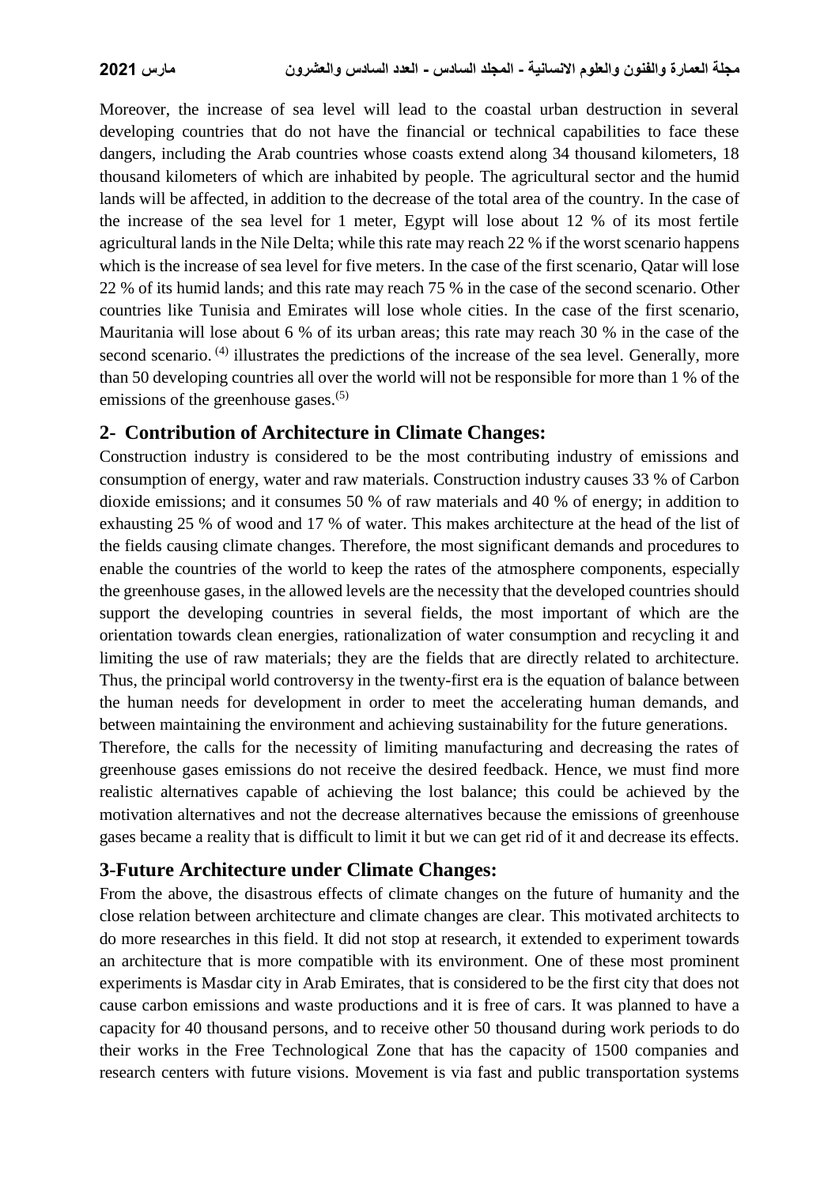Moreover, the increase of sea level will lead to the coastal urban destruction in several developing countries that do not have the financial or technical capabilities to face these dangers, including the Arab countries whose coasts extend along 34 thousand kilometers, 18 thousand kilometers of which are inhabited by people. The agricultural sector and the humid lands will be affected, in addition to the decrease of the total area of the country. In the case of the increase of the sea level for 1 meter, Egypt will lose about 12 % of its most fertile agricultural lands in the Nile Delta; while this rate may reach 22 % if the worst scenario happens which is the increase of sea level for five meters. In the case of the first scenario, Qatar will lose 22 % of its humid lands; and this rate may reach 75 % in the case of the second scenario. Other countries like Tunisia and Emirates will lose whole cities. In the case of the first scenario, Mauritania will lose about 6 % of its urban areas; this rate may reach 30 % in the case of the second scenario. [(4)] illustrates the predictions of the increase of the sea level. Generally, more than 50 developing countries all over the world will not be responsible for more than 1 % of the emissions of the greenhouse gases.[(5)]

## 2- Contribution of Architecture in Climate Changes:

Construction industry is considered to be the most contributing industry of emissions and consumption of energy, water and raw materials. Construction industry causes 33 % of Carbon dioxide emissions; and it consumes 50 % of raw materials and 40 % of energy; in addition to exhausting 25 % of wood and 17 % of water. This makes architecture at the head of the list of the fields causing climate changes. Therefore, the most significant demands and procedures to enable the countries of the world to keep the rates of the atmosphere components, especially the greenhouse gases, in the allowed levels are the necessity that the developed countries should support the developing countries in several fields, the most important of which are the orientation towards clean energies, rationalization of water consumption and recycling it and limiting the use of raw materials; they are the fields that are directly related to architecture. Thus, the principal world controversy in the twenty-first era is the equation of balance between the human needs for development in order to meet the accelerating human demands, and between maintaining the environment and achieving sustainability for the future generations.

Therefore, the calls for the necessity of limiting manufacturing and decreasing the rates of greenhouse gases emissions do not receive the desired feedback. Hence, we must find more realistic alternatives capable of achieving the lost balance; this could be achieved by the motivation alternatives and not the decrease alternatives because the emissions of greenhouse gases became a reality that is difficult to limit it but we can get rid of it and decrease its effects.

## 3-Future Architecture under Climate Changes:

From the above, the disastrous effects of climate changes on the future of humanity and the close relation between architecture and climate changes are clear. This motivated architects to do more researches in this field. It did not stop at research, it extended to experiment towards an architecture that is more compatible with its environment. One of these most prominent experiments is Masdar city in Arab Emirates, that is considered to be the first city that does not cause carbon emissions and waste productions and it is free of cars. It was planned to have a capacity for 40 thousand persons, and to receive other 50 thousand during work periods to do their works in the Free Technological Zone that has the capacity of 1500 companies and research centers with future visions. Movement is via fast and public transportation systems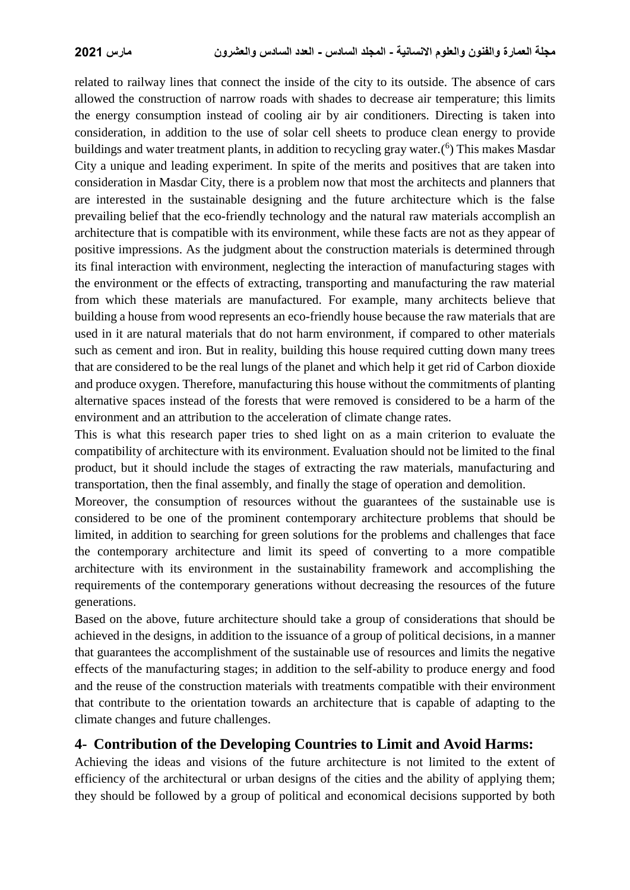related to railway lines that connect the inside of the city to its outside. The absence of cars allowed the construction of narrow roads with shades to decrease air temperature; this limits the energy consumption instead of cooling air by air conditioners. Directing is taken into consideration, in addition to the use of solar cell sheets to produce clean energy to provide buildings and water treatment plants, in addition to recycling gray water.([6]) This makes Masdar City a unique and leading experiment. In spite of the merits and positives that are taken into consideration in Masdar City, there is a problem now that most the architects and planners that are interested in the sustainable designing and the future architecture which is the false prevailing belief that the eco-friendly technology and the natural raw materials accomplish an architecture that is compatible with its environment, while these facts are not as they appear of positive impressions. As the judgment about the construction materials is determined through its final interaction with environment, neglecting the interaction of manufacturing stages with the environment or the effects of extracting, transporting and manufacturing the raw material from which these materials are manufactured. For example, many architects believe that building a house from wood represents an eco-friendly house because the raw materials that are used in it are natural materials that do not harm environment, if compared to other materials such as cement and iron. But in reality, building this house required cutting down many trees that are considered to be the real lungs of the planet and which help it get rid of Carbon dioxide and produce oxygen. Therefore, manufacturing this house without the commitments of planting alternative spaces instead of the forests that were removed is considered to be a harm of the environment and an attribution to the acceleration of climate change rates.

This is what this research paper tries to shed light on as a main criterion to evaluate the compatibility of architecture with its environment. Evaluation should not be limited to the final product, but it should include the stages of extracting the raw materials, manufacturing and transportation, then the final assembly, and finally the stage of operation and demolition.

Moreover, the consumption of resources without the guarantees of the sustainable use is considered to be one of the prominent contemporary architecture problems that should be limited, in addition to searching for green solutions for the problems and challenges that face the contemporary architecture and limit its speed of converting to a more compatible architecture with its environment in the sustainability framework and accomplishing the requirements of the contemporary generations without decreasing the resources of the future generations.

Based on the above, future architecture should take a group of considerations that should be achieved in the designs, in addition to the issuance of a group of political decisions, in a manner that guarantees the accomplishment of the sustainable use of resources and limits the negative effects of the manufacturing stages; in addition to the self-ability to produce energy and food and the reuse of the construction materials with treatments compatible with their environment that contribute to the orientation towards an architecture that is capable of adapting to the climate changes and future challenges.

## 4- Contribution of the Developing Countries to Limit and Avoid Harms:

Achieving the ideas and visions of the future architecture is not limited to the extent of efficiency of the architectural or urban designs of the cities and the ability of applying them; they should be followed by a group of political and economical decisions supported by both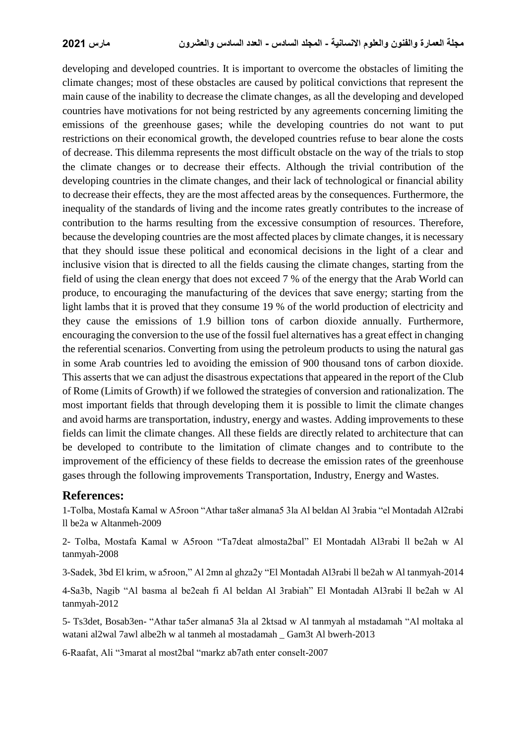developing and developed countries. It is important to overcome the obstacles of limiting the climate changes; most of these obstacles are caused by political convictions that represent the main cause of the inability to decrease the climate changes, as all the developing and developed countries have motivations for not being restricted by any agreements concerning limiting the emissions of the greenhouse gases; while the developing countries do not want to put restrictions on their economical growth, the developed countries refuse to bear alone the costs of decrease. This dilemma represents the most difficult obstacle on the way of the trials to stop the climate changes or to decrease their effects. Although the trivial contribution of the developing countries in the climate changes, and their lack of technological or financial ability to decrease their effects, they are the most affected areas by the consequences. Furthermore, the inequality of the standards of living and the income rates greatly contributes to the increase of contribution to the harms resulting from the excessive consumption of resources. Therefore, because the developing countries are the most affected places by climate changes, it is necessary that they should issue these political and economical decisions in the light of a clear and inclusive vision that is directed to all the fields causing the climate changes, starting from the field of using the clean energy that does not exceed 7 % of the energy that the Arab World can produce, to encouraging the manufacturing of the devices that save energy; starting from the light lambs that it is proved that they consume 19 % of the world production of electricity and they cause the emissions of 1.9 billion tons of carbon dioxide annually. Furthermore, encouraging the conversion to the use of the fossil fuel alternatives has a great effect in changing the referential scenarios. Converting from using the petroleum products to using the natural gas in some Arab countries led to avoiding the emission of 900 thousand tons of carbon dioxide. This asserts that we can adjust the disastrous expectations that appeared in the report of the Club of Rome (Limits of Growth) if we followed the strategies of conversion and rationalization. The most important fields that through developing them it is possible to limit the climate changes and avoid harms are transportation, industry, energy and wastes. Adding improvements to these fields can limit the climate changes. All these fields are directly related to architecture that can be developed to contribute to the limitation of climate changes and to contribute to the improvement of the efficiency of these fields to decrease the emission rates of the greenhouse gases through the following improvements Transportation, Industry, Energy and Wastes.

## References:

1-Tolba, Mostafa Kamal w A5roon "Athar ta8er almana5 3la Al beldan Al 3rabia "el Montadah Al2rabi ll be2a w Altanmeh-2009

2- Tolba, Mostafa Kamal w A5roon "Ta7deat almosta2bal" El Montadah Al3rabi ll be2ah w Al tanmyah-2008

3-Sadek, 3bd El krim, w a5roon," Al 2mn al ghza2y "El Montadah Al3rabi ll be2ah w Al tanmyah-2014

4-Sa3b, Nagib "Al basma al be2eah fi Al beldan Al 3rabiah" El Montadah Al3rabi ll be2ah w Al tanmyah-2012

5- Ts3det, Bosab3en- "Athar ta5er almana5 3la al 2ktsad w Al tanmyah al mstadamah "Al moltaka al watani al2wal 7awl albe2h w al tanmeh al mostadamah _ Gam3t Al bwerh-2013

6-Raafat, Ali "3marat al most2bal "markz ab7ath enter conselt-2007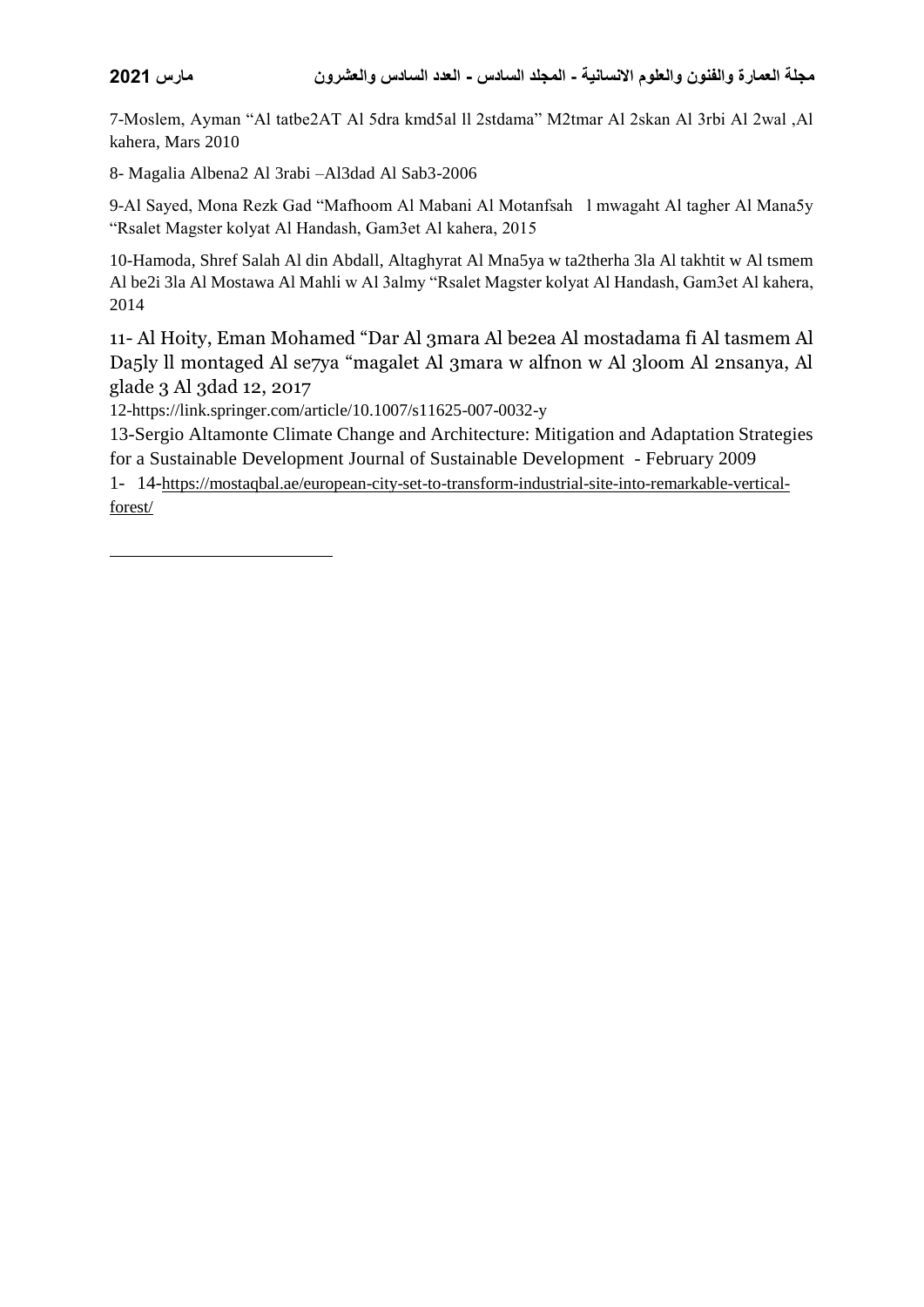7-Moslem, Ayman “Al tatbe2AT Al 5dra kmd5al ll 2stdama” M2tmar Al 2skan Al 3rbi Al 2wal ,Al kahera, Mars 2010

8- Magalia Albena2 Al 3rabi –Al3dad Al Sab3-2006

9-Al Sayed, Mona Rezk Gad “Mafhoom Al Mabani Al Motanfsah l mwagaht Al tagher Al Mana5y “Rsalet Magster kolyat Al Handash, Gam3et Al kahera, 2015

10-Hamoda, Shref Salah Al din Abdall, Altaghyrat Al Mna5ya w ta2therha 3la Al takhtit w Al tsmem Al be2i 3la Al Mostawa Al Mahli w Al 3almy “Rsalet Magster kolyat Al Handash, Gam3et Al kahera, 2014

11- Al Hoity, Eman Mohamed “Dar Al 3mara Al be2ea Al mostadama fi Al tasmem Al Da5ly ll montaged Al se7ya “magalet Al 3mara w alfnon w Al 3loom Al 2nsanya, Al glade 3 Al 3dad 12, 2017

12-https://link.springer.com/article/10.1007/s11625-007-0032-y

13-Sergio Altamonte Climate Change and Architecture: Mitigation and Adaptation Strategies for a Sustainable Development Journal of Sustainable Development - February 2009

1- 14-https://mostaqbal.ae/european-city-set-to-transform-industrial-site-into-remarkable-vertical-forest/